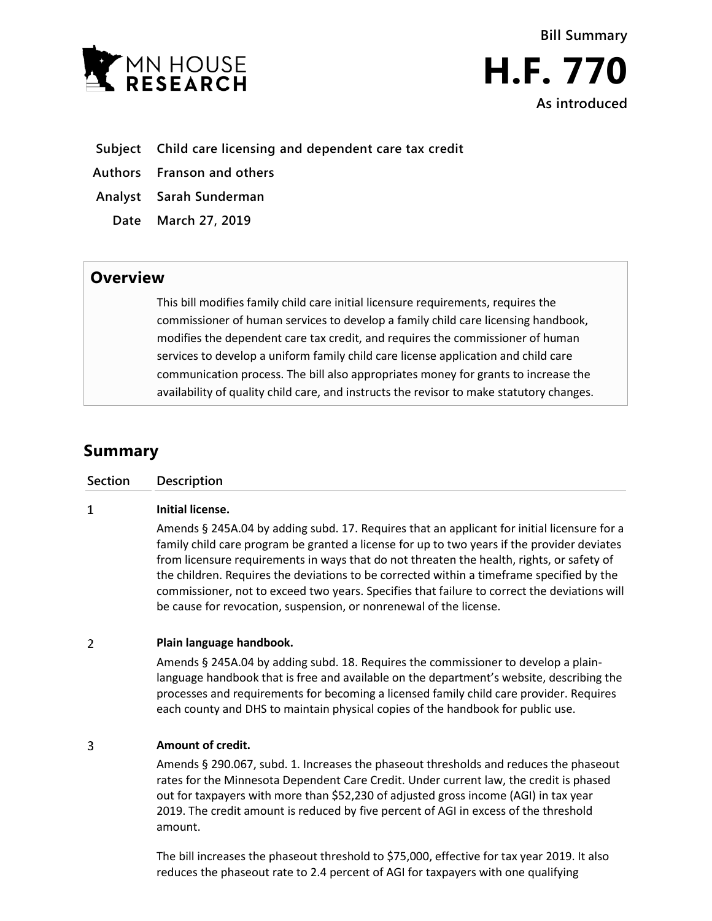Bill Summary

# H.F. 770

As introduced

| | |
|---|---|
| **Subject** | **Child care licensing and dependent care tax credit** |
| **Authors** | **Franson and others** |
| **Analyst** | **Sarah Sunderman** |
| **Date** | **March 27, 2019** |

## Overview

This bill modifies family child care initial licensure requirements, requires the commissioner of human services to develop a family child care licensing handbook, modifies the dependent care tax credit, and requires the commissioner of human services to develop a uniform family child care license application and child care communication process. The bill also appropriates money for grants to increase the availability of quality child care, and instructs the revisor to make statutory changes.

## Summary

| Section | Description |
|---|---|
| 1 | **Initial license.**<br>Amends § 245A.04 by adding subd. 17. Requires that an applicant for initial licensure for a family child care program be granted a license for up to two years if the provider deviates from licensure requirements in ways that do not threaten the health, rights, or safety of the children. Requires the deviations to be corrected within a timeframe specified by the commissioner, not to exceed two years. Specifies that failure to correct the deviations will be cause for revocation, suspension, or nonrenewal of the license. |
| 2 | **Plain language handbook.**<br>Amends § 245A.04 by adding subd. 18. Requires the commissioner to develop a plain-language handbook that is free and available on the department's website, describing the processes and requirements for becoming a licensed family child care provider. Requires each county and DHS to maintain physical copies of the handbook for public use. |
| 3 | **Amount of credit.**<br>Amends § 290.067, subd. 1. Increases the phaseout thresholds and reduces the phaseout rates for the Minnesota Dependent Care Credit. Under current law, the credit is phased out for taxpayers with more than $52,230 of adjusted gross income (AGI) in tax year 2019. The credit amount is reduced by five percent of AGI in excess of the threshold amount.<br><br>The bill increases the phaseout threshold to $75,000, effective for tax year 2019. It also reduces the phaseout rate to 2.4 percent of AGI for taxpayers with one qualifying |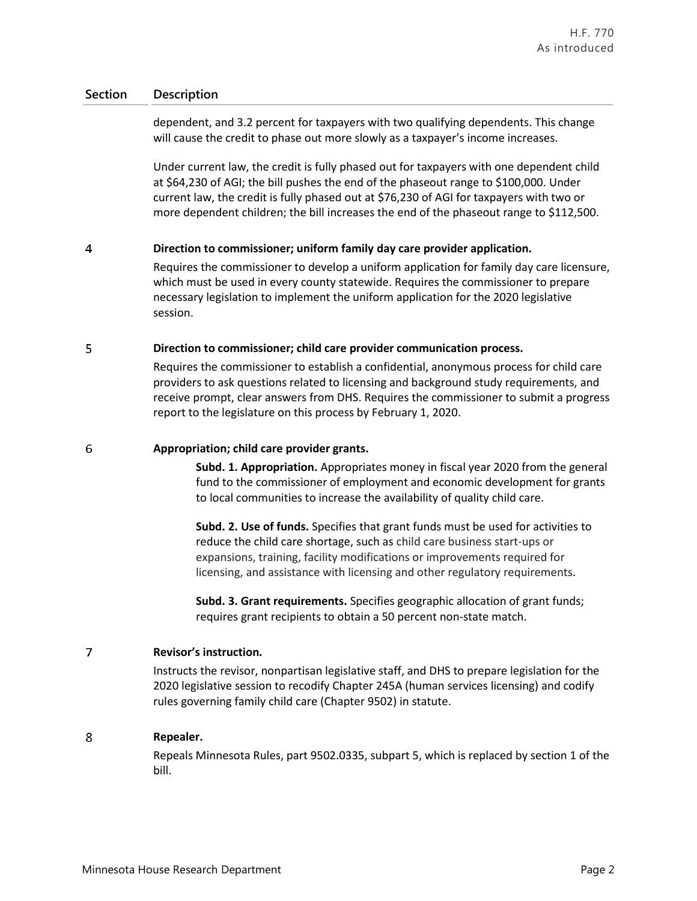| Section | Description |
|---|---|
| | dependent, and 3.2 percent for taxpayers with two qualifying dependents. This change will cause the credit to phase out more slowly as a taxpayer's income increases.<br><br>Under current law, the credit is fully phased out for taxpayers with one dependent child at $64,230 of AGI; the bill pushes the end of the phaseout range to $100,000. Under current law, the credit is fully phased out at $76,230 of AGI for taxpayers with two or more dependent children; the bill increases the end of the phaseout range to $112,500. |
| 4 | **Direction to commissioner; uniform family day care provider application.**<br>Requires the commissioner to develop a uniform application for family day care licensure, which must be used in every county statewide. Requires the commissioner to prepare necessary legislation to implement the uniform application for the 2020 legislative session. |
| 5 | **Direction to commissioner; child care provider communication process.**<br>Requires the commissioner to establish a confidential, anonymous process for child care providers to ask questions related to licensing and background study requirements, and receive prompt, clear answers from DHS. Requires the commissioner to submit a progress report to the legislature on this process by February 1, 2020. |
| 6 | **Appropriation; child care provider grants.**<br>**Subd. 1. Appropriation.** Appropriates money in fiscal year 2020 from the general fund to the commissioner of employment and economic development for grants to local communities to increase the availability of quality child care.<br><br>**Subd. 2. Use of funds.** Specifies that grant funds must be used for activities to reduce the child care shortage, such as child care business start-ups or expansions, training, facility modifications or improvements required for licensing, and assistance with licensing and other regulatory requirements.<br><br>**Subd. 3. Grant requirements.** Specifies geographic allocation of grant funds; requires grant recipients to obtain a 50 percent non-state match. |
| 7 | **Revisor's instruction.**<br>Instructs the revisor, nonpartisan legislative staff, and DHS to prepare legislation for the 2020 legislative session to recodify Chapter 245A (human services licensing) and codify rules governing family child care (Chapter 9502) in statute. |
| 8 | **Repealer.**<br>Repeals Minnesota Rules, part 9502.0335, subpart 5, which is replaced by section 1 of the bill. |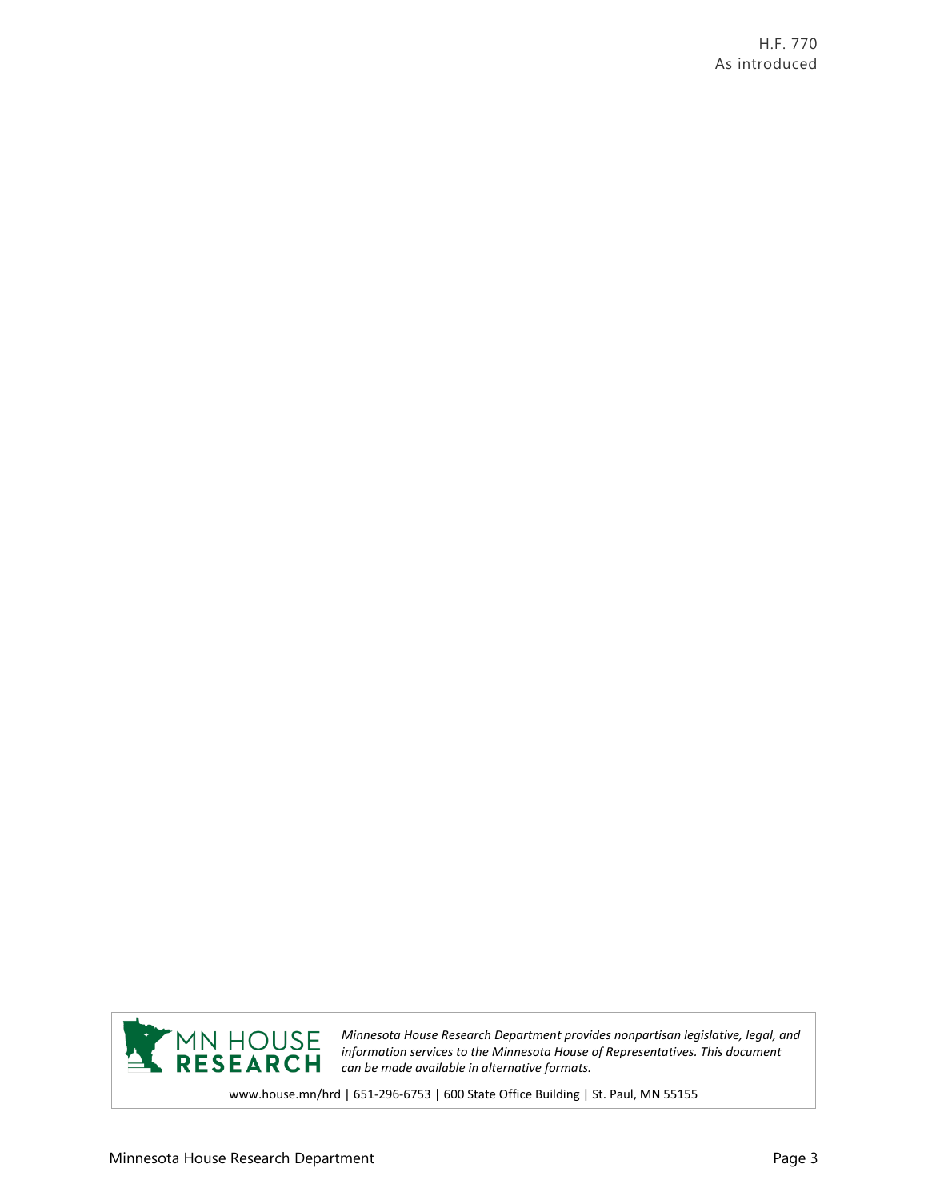MN HOUSE RESEARCH

*Minnesota House Research Department provides nonpartisan legislative, legal, and information services to the Minnesota House of Representatives. This document can be made available in alternative formats.*

www.house.mn/hrd | 651-296-6753 | 600 State Office Building | St. Paul, MN 55155